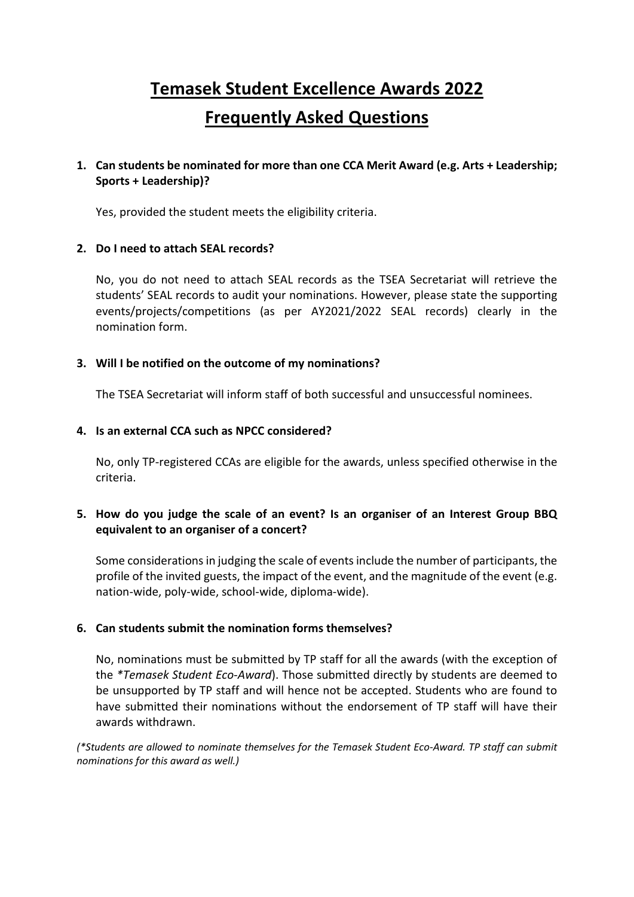# Temasek Student Excellence Awards 2022

# Frequently Asked Questions

1. **Can students be nominated for more than one CCA Merit Award (e.g. Arts + Leadership; Sports + Leadership)?**

   Yes, provided the student meets the eligibility criteria.

2. **Do I need to attach SEAL records?**

   No, you do not need to attach SEAL records as the TSEA Secretariat will retrieve the students' SEAL records to audit your nominations. However, please state the supporting events/projects/competitions (as per AY2021/2022 SEAL records) clearly in the nomination form.

3. **Will I be notified on the outcome of my nominations?**

   The TSEA Secretariat will inform staff of both successful and unsuccessful nominees.

4. **Is an external CCA such as NPCC considered?**

   No, only TP-registered CCAs are eligible for the awards, unless specified otherwise in the criteria.

5. **How do you judge the scale of an event? Is an organiser of an Interest Group BBQ equivalent to an organiser of a concert?**

   Some considerations in judging the scale of events include the number of participants, the profile of the invited guests, the impact of the event, and the magnitude of the event (e.g. nation-wide, poly-wide, school-wide, diploma-wide).

6. **Can students submit the nomination forms themselves?**

   No, nominations must be submitted by TP staff for all the awards (with the exception of the *\*Temasek Student Eco-Award*). Those submitted directly by students are deemed to be unsupported by TP staff and will hence not be accepted. Students who are found to have submitted their nominations without the endorsement of TP staff will have their awards withdrawn.

*(\*Students are allowed to nominate themselves for the Temasek Student Eco-Award. TP staff can submit nominations for this award as well.)*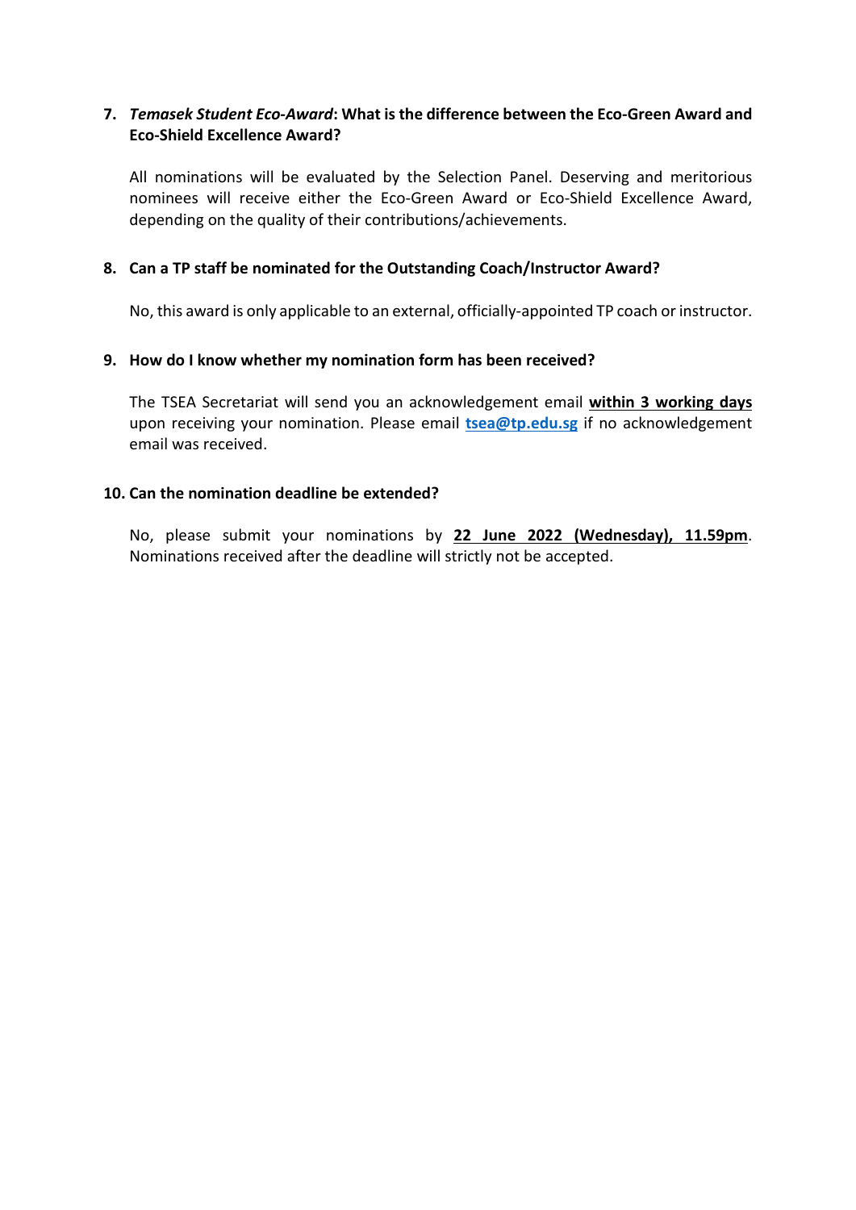7. ***Temasek Student Eco-Award*: What is the difference between the Eco-Green Award and Eco-Shield Excellence Award?**

   All nominations will be evaluated by the Selection Panel. Deserving and meritorious nominees will receive either the Eco-Green Award or Eco-Shield Excellence Award, depending on the quality of their contributions/achievements.

8. **Can a TP staff be nominated for the Outstanding Coach/Instructor Award?**

   No, this award is only applicable to an external, officially-appointed TP coach or instructor.

9. **How do I know whether my nomination form has been received?**

   The TSEA Secretariat will send you an acknowledgement email **within 3 working days** upon receiving your nomination. Please email **tsea@tp.edu.sg** if no acknowledgement email was received.

10. **Can the nomination deadline be extended?**

    No, please submit your nominations by **22 June 2022 (Wednesday), 11.59pm**. Nominations received after the deadline will strictly not be accepted.